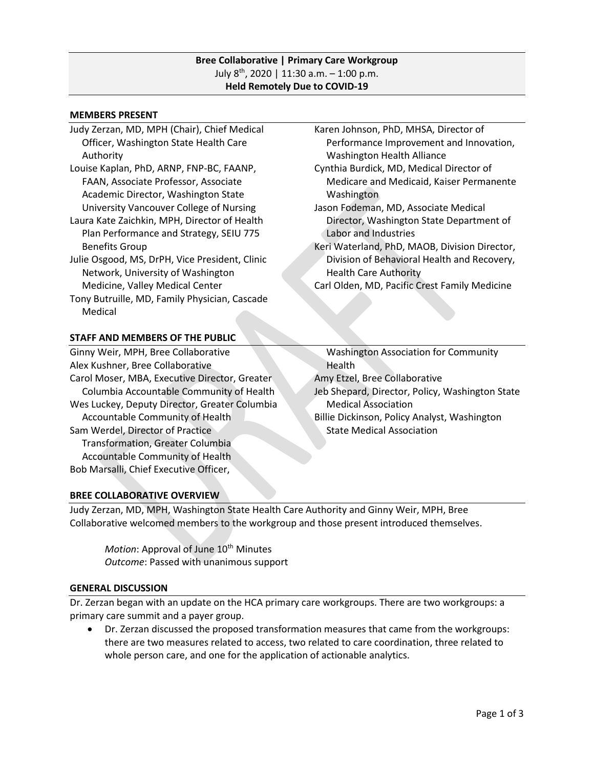**Bree Collaborative | Primary Care Workgroup**
July 8th, 2020 | 11:30 a.m. – 1:00 p.m.
**Held Remotely Due to COVID-19**

## MEMBERS PRESENT

- Judy Zerzan, MD, MPH (Chair), Chief Medical Officer, Washington State Health Care Authority
- Louise Kaplan, PhD, ARNP, FNP-BC, FAANP, FAAN, Associate Professor, Associate Academic Director, Washington State University Vancouver College of Nursing
- Laura Kate Zaichkin, MPH, Director of Health Plan Performance and Strategy, SEIU 775 Benefits Group
- Julie Osgood, MS, DrPH, Vice President, Clinic Network, University of Washington Medicine, Valley Medical Center
- Tony Butruille, MD, Family Physician, Cascade Medical
- Karen Johnson, PhD, MHSA, Director of Performance Improvement and Innovation, Washington Health Alliance
- Cynthia Burdick, MD, Medical Director of Medicare and Medicaid, Kaiser Permanente Washington
- Jason Fodeman, MD, Associate Medical Director, Washington State Department of Labor and Industries
- Keri Waterland, PhD, MAOB, Division Director, Division of Behavioral Health and Recovery, Health Care Authority
- Carl Olden, MD, Pacific Crest Family Medicine

## STAFF AND MEMBERS OF THE PUBLIC

- Ginny Weir, MPH, Bree Collaborative
- Alex Kushner, Bree Collaborative
- Carol Moser, MBA, Executive Director, Greater Columbia Accountable Community of Health
- Wes Luckey, Deputy Director, Greater Columbia Accountable Community of Health
- Sam Werdel, Director of Practice Transformation, Greater Columbia Accountable Community of Health
- Bob Marsalli, Chief Executive Officer, Washington Association for Community Health
- Amy Etzel, Bree Collaborative
- Jeb Shepard, Director, Policy, Washington State Medical Association
- Billie Dickinson, Policy Analyst, Washington State Medical Association

## BREE COLLABORATIVE OVERVIEW

Judy Zerzan, MD, MPH, Washington State Health Care Authority and Ginny Weir, MPH, Bree Collaborative welcomed members to the workgroup and those present introduced themselves.

> *Motion*: Approval of June 10th Minutes
> *Outcome*: Passed with unanimous support

## GENERAL DISCUSSION

Dr. Zerzan began with an update on the HCA primary care workgroups. There are two workgroups: a primary care summit and a payer group.

- Dr. Zerzan discussed the proposed transformation measures that came from the workgroups: there are two measures related to access, two related to care coordination, three related to whole person care, and one for the application of actionable analytics.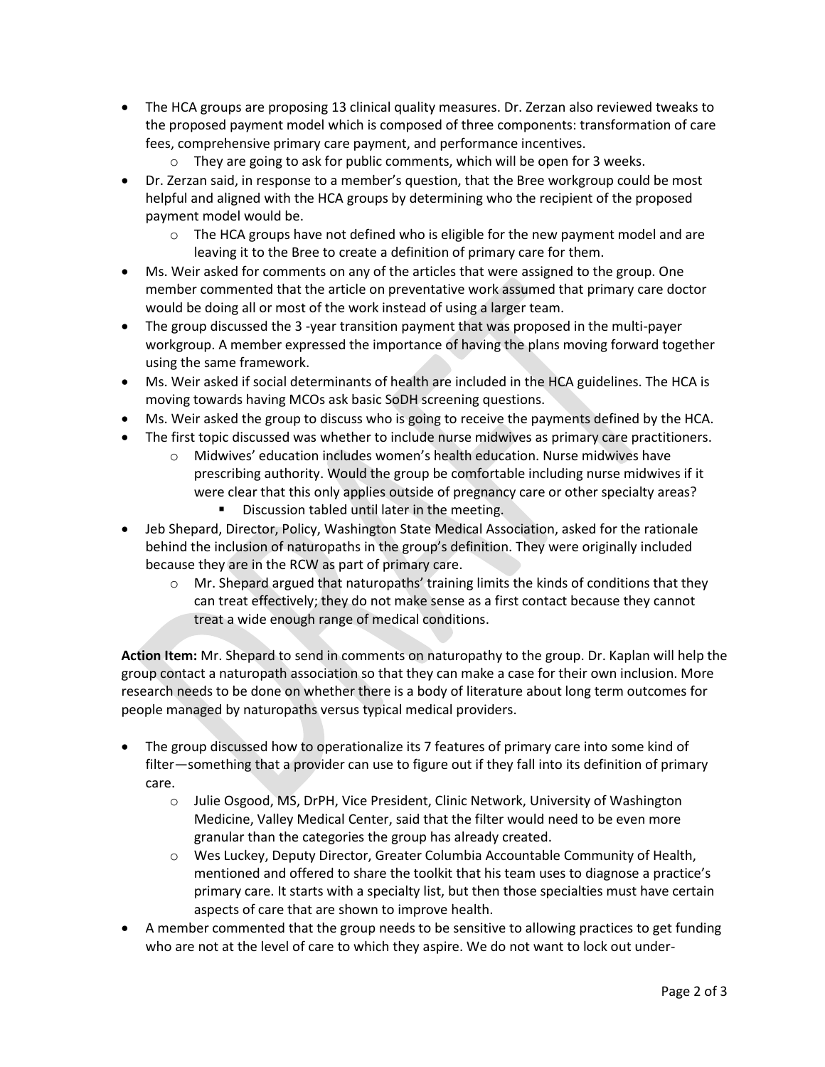- The HCA groups are proposing 13 clinical quality measures. Dr. Zerzan also reviewed tweaks to the proposed payment model which is composed of three components: transformation of care fees, comprehensive primary care payment, and performance incentives.
    - They are going to ask for public comments, which will be open for 3 weeks.
- Dr. Zerzan said, in response to a member's question, that the Bree workgroup could be most helpful and aligned with the HCA groups by determining who the recipient of the proposed payment model would be.
    - The HCA groups have not defined who is eligible for the new payment model and are leaving it to the Bree to create a definition of primary care for them.
- Ms. Weir asked for comments on any of the articles that were assigned to the group. One member commented that the article on preventative work assumed that primary care doctor would be doing all or most of the work instead of using a larger team.
- The group discussed the 3 -year transition payment that was proposed in the multi-payer workgroup. A member expressed the importance of having the plans moving forward together using the same framework.
- Ms. Weir asked if social determinants of health are included in the HCA guidelines. The HCA is moving towards having MCOs ask basic SoDH screening questions.
- Ms. Weir asked the group to discuss who is going to receive the payments defined by the HCA.
- The first topic discussed was whether to include nurse midwives as primary care practitioners.
    - Midwives' education includes women's health education. Nurse midwives have prescribing authority. Would the group be comfortable including nurse midwives if it were clear that this only applies outside of pregnancy care or other specialty areas?
        - Discussion tabled until later in the meeting.
- Jeb Shepard, Director, Policy, Washington State Medical Association, asked for the rationale behind the inclusion of naturopaths in the group's definition. They were originally included because they are in the RCW as part of primary care.
    - Mr. Shepard argued that naturopaths' training limits the kinds of conditions that they can treat effectively; they do not make sense as a first contact because they cannot treat a wide enough range of medical conditions.

**Action Item:** Mr. Shepard to send in comments on naturopathy to the group. Dr. Kaplan will help the group contact a naturopath association so that they can make a case for their own inclusion. More research needs to be done on whether there is a body of literature about long term outcomes for people managed by naturopaths versus typical medical providers.

- The group discussed how to operationalize its 7 features of primary care into some kind of filter—something that a provider can use to figure out if they fall into its definition of primary care.
    - Julie Osgood, MS, DrPH, Vice President, Clinic Network, University of Washington Medicine, Valley Medical Center, said that the filter would need to be even more granular than the categories the group has already created.
    - Wes Luckey, Deputy Director, Greater Columbia Accountable Community of Health, mentioned and offered to share the toolkit that his team uses to diagnose a practice's primary care. It starts with a specialty list, but then those specialties must have certain aspects of care that are shown to improve health.
- A member commented that the group needs to be sensitive to allowing practices to get funding who are not at the level of care to which they aspire. We do not want to lock out under-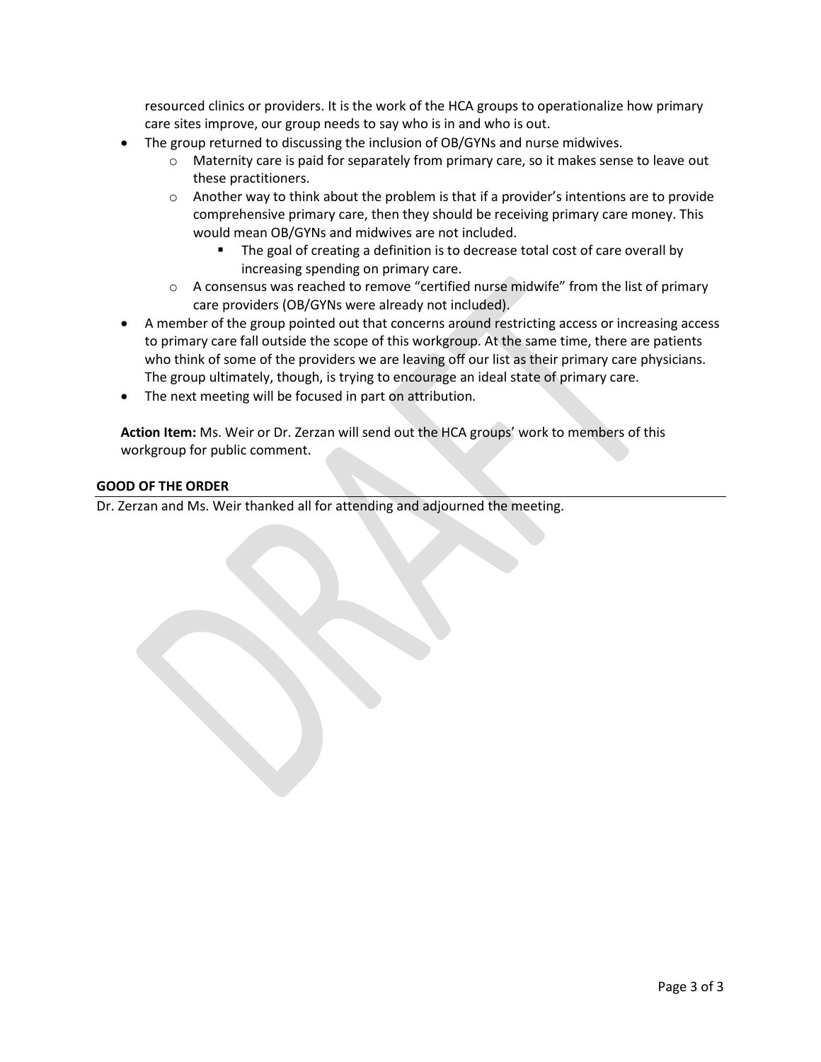resourced clinics or providers. It is the work of the HCA groups to operationalize how primary care sites improve, our group needs to say who is in and who is out.

- The group returned to discussing the inclusion of OB/GYNs and nurse midwives.
  - Maternity care is paid for separately from primary care, so it makes sense to leave out these practitioners.
  - Another way to think about the problem is that if a provider's intentions are to provide comprehensive primary care, then they should be receiving primary care money. This would mean OB/GYNs and midwives are not included.
    - The goal of creating a definition is to decrease total cost of care overall by increasing spending on primary care.
  - A consensus was reached to remove "certified nurse midwife" from the list of primary care providers (OB/GYNs were already not included).
- A member of the group pointed out that concerns around restricting access or increasing access to primary care fall outside the scope of this workgroup. At the same time, there are patients who think of some of the providers we are leaving off our list as their primary care physicians. The group ultimately, though, is trying to encourage an ideal state of primary care.
- The next meeting will be focused in part on attribution.

**Action Item:** Ms. Weir or Dr. Zerzan will send out the HCA groups' work to members of this workgroup for public comment.

**GOOD OF THE ORDER**

Dr. Zerzan and Ms. Weir thanked all for attending and adjourned the meeting.